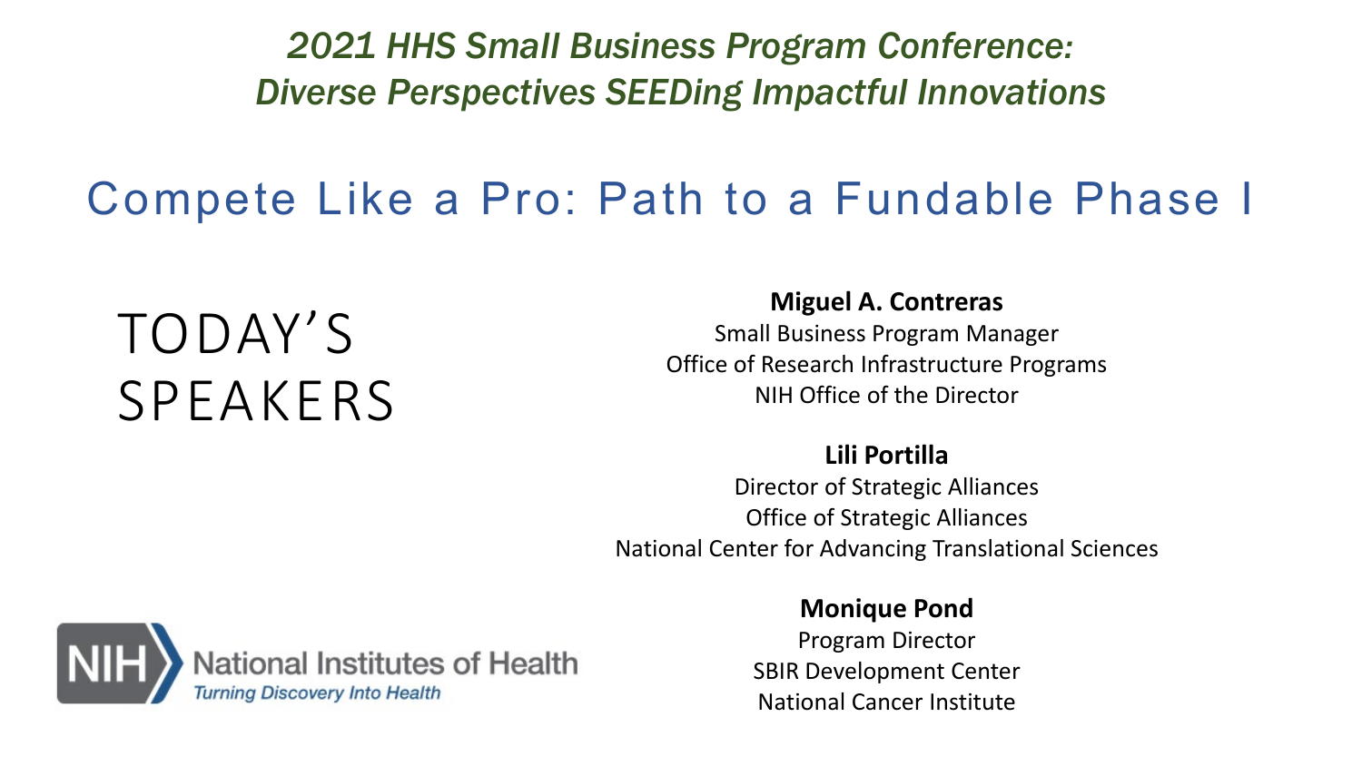*2021 HHS Small Business Program Conference:*
*Diverse Perspectives SEEDing Impactful Innovations*

# Compete Like a Pro: Path to a Fundable Phase I

## TODAY'S SPEAKERS

**Miguel A. Contreras**
Small Business Program Manager
Office of Research Infrastructure Programs
NIH Office of the Director

**Lili Portilla**
Director of Strategic Alliances
Office of Strategic Alliances
National Center for Advancing Translational Sciences

**Monique Pond**
Program Director
SBIR Development Center
National Cancer Institute

NIH National Institutes of Health
*Turning Discovery Into Health*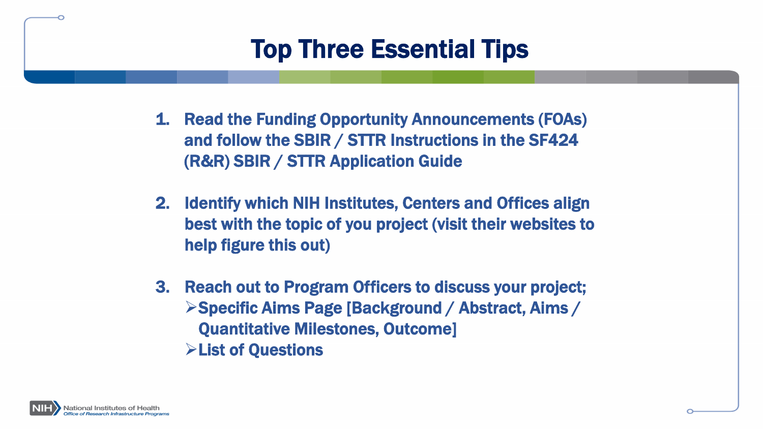# Top Three Essential Tips

1. Read the Funding Opportunity Announcements (FOAs) and follow the SBIR / STTR Instructions in the SF424 (R&R) SBIR / STTR Application Guide

2. Identify which NIH Institutes, Centers and Offices align best with the topic of you project (visit their websites to help figure this out)

3. Reach out to Program Officers to discuss your project;
   - Specific Aims Page [Background / Abstract, Aims / Quantitative Milestones, Outcome]
   - List of Questions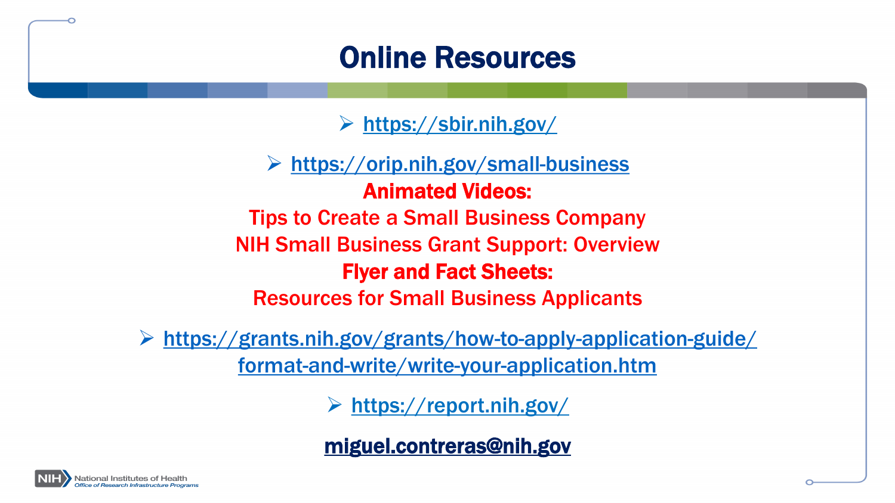# Online Resources

- https://sbir.nih.gov/

- https://orip.nih.gov/small-business

**Animated Videos:**

Tips to Create a Small Business Company

NIH Small Business Grant Support: Overview

**Flyer and Fact Sheets:**

Resources for Small Business Applicants

- https://grants.nih.gov/grants/how-to-apply-application-guide/format-and-write/write-your-application.htm

- https://report.nih.gov/

**miguel.contreras@nih.gov**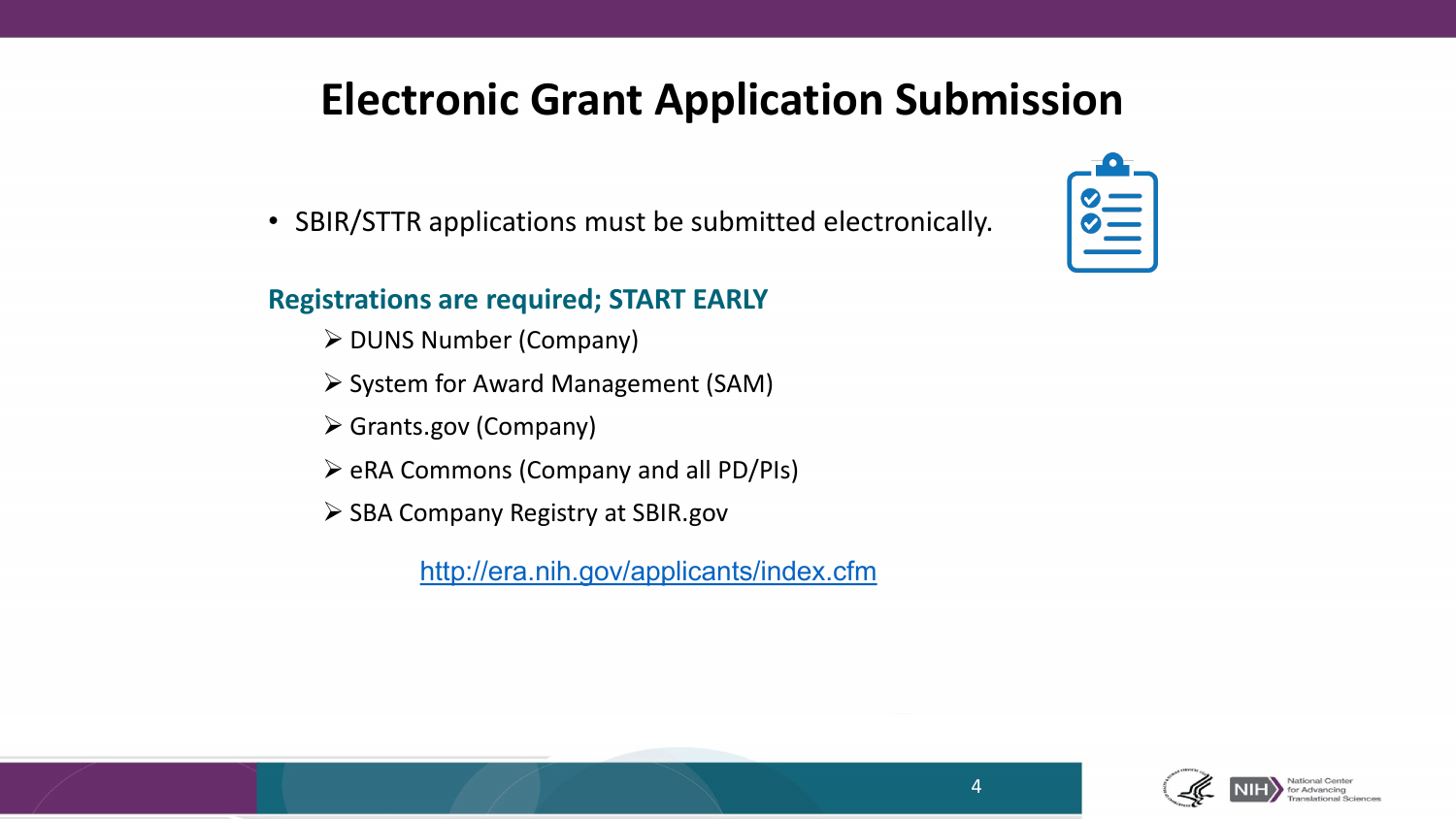# Electronic Grant Application Submission

- SBIR/STTR applications must be submitted electronically.

### Registrations are required; START EARLY

- DUNS Number (Company)
- System for Award Management (SAM)
- Grants.gov (Company)
- eRA Commons (Company and all PD/PIs)
- SBA Company Registry at SBIR.gov

http://era.nih.gov/applicants/index.cfm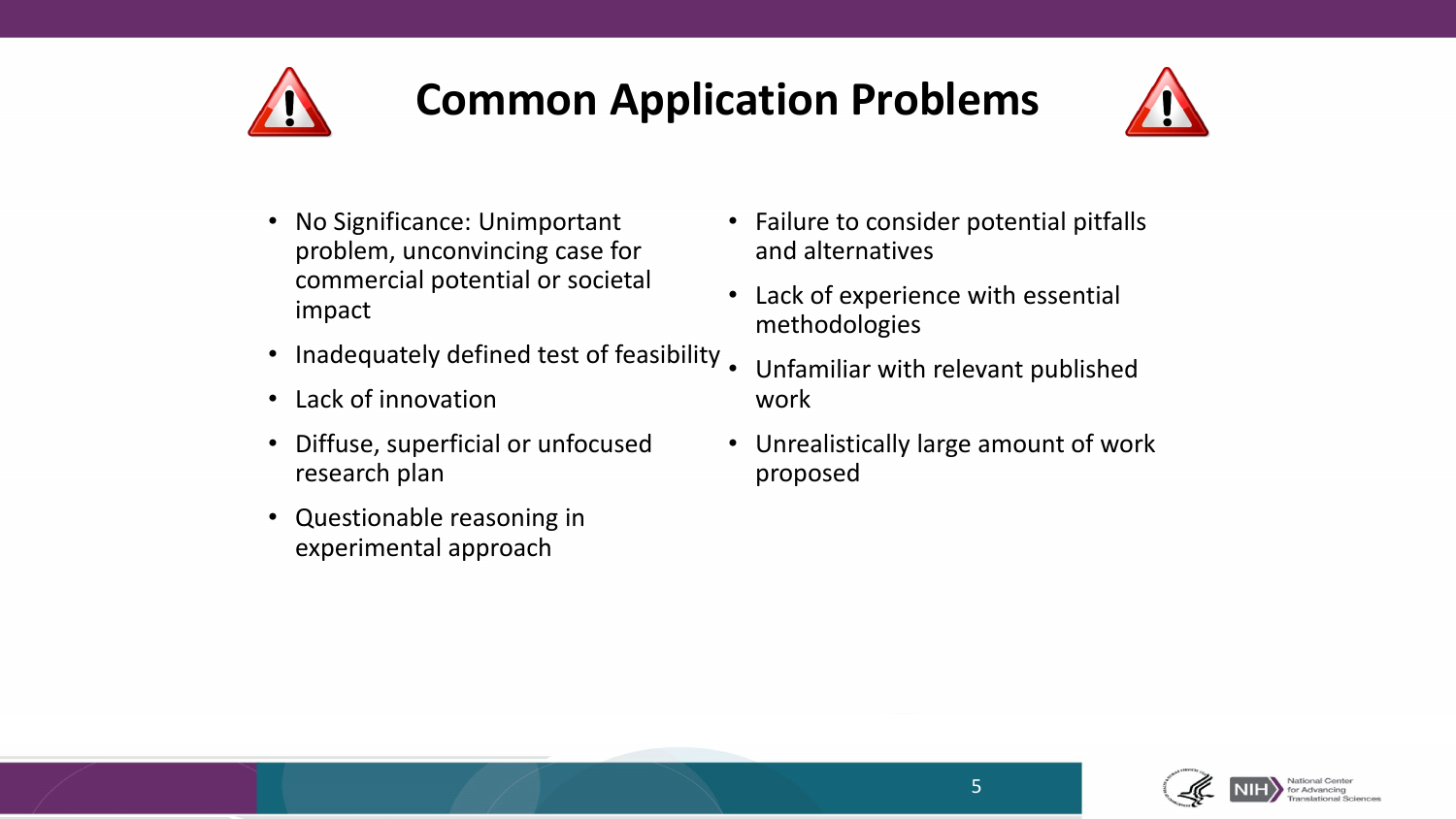# Common Application Problems

- No Significance: Unimportant problem, unconvincing case for commercial potential or societal impact
- Inadequately defined test of feasibility
- Lack of innovation
- Diffuse, superficial or unfocused research plan
- Questionable reasoning in experimental approach
- Failure to consider potential pitfalls and alternatives
- Lack of experience with essential methodologies
- Unfamiliar with relevant published work
- Unrealistically large amount of work proposed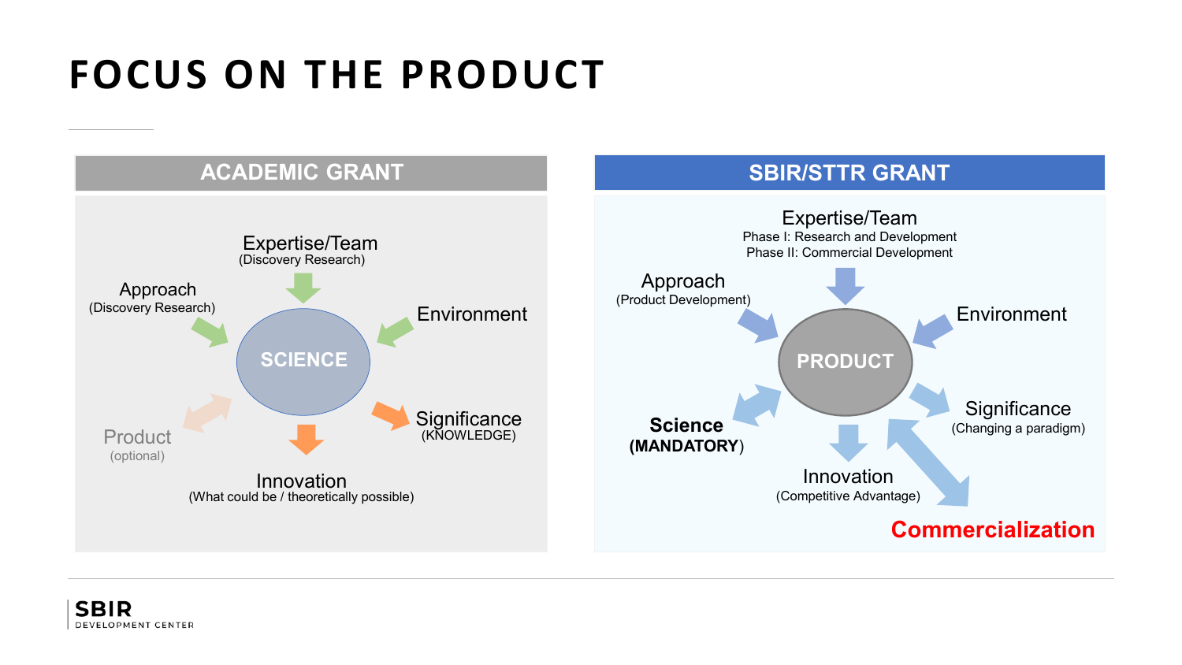# FOCUS ON THE PRODUCT

## ACADEMIC GRANT

Expertise/Team
(Discovery Research)

Approach
(Discovery Research)

Environment

SCIENCE

Product
(optional)

Significance
(KNOWLEDGE)

Innovation
(What could be / theoretically possible)

## SBIR/STTR GRANT

Expertise/Team
Phase I: Research and Development
Phase II: Commercial Development

Approach
(Product Development)

Environment

PRODUCT

**Science**
**(MANDATORY)**

Significance
(Changing a paradigm)

Innovation
(Competitive Advantage)

**Commercialization**